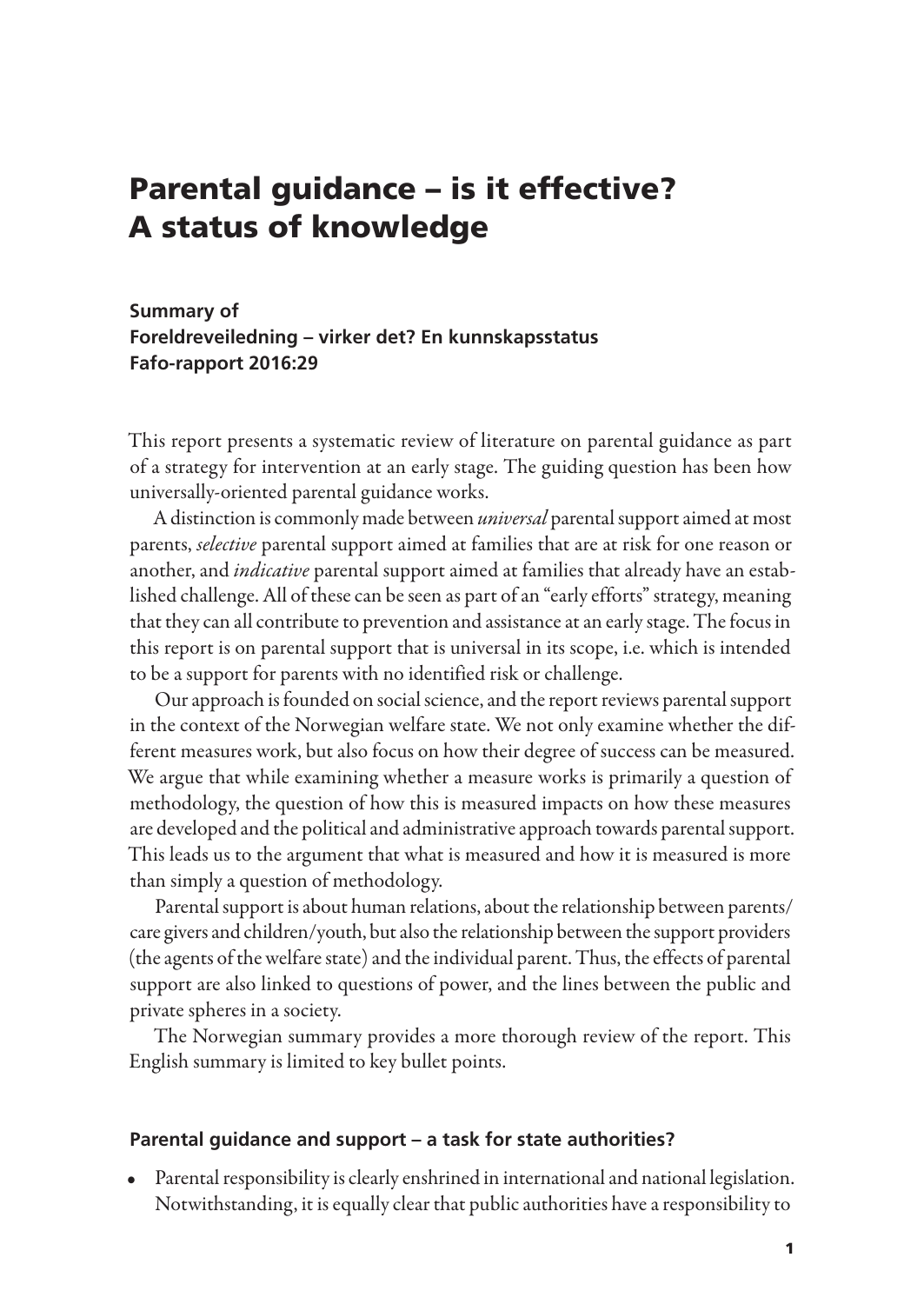# Parental guidance – is it effective? A status of knowledge

**Summary of**
**Foreldreveiledning – virker det? En kunnskapsstatus**
**Fafo-rapport 2016:29**

This report presents a systematic review of literature on parental guidance as part of a strategy for intervention at an early stage. The guiding question has been how universally-oriented parental guidance works.

A distinction is commonly made between *universal* parental support aimed at most parents, *selective* parental support aimed at families that are at risk for one reason or another, and *indicative* parental support aimed at families that already have an established challenge. All of these can be seen as part of an "early efforts" strategy, meaning that they can all contribute to prevention and assistance at an early stage. The focus in this report is on parental support that is universal in its scope, i.e. which is intended to be a support for parents with no identified risk or challenge.

Our approach is founded on social science, and the report reviews parental support in the context of the Norwegian welfare state. We not only examine whether the different measures work, but also focus on how their degree of success can be measured. We argue that while examining whether a measure works is primarily a question of methodology, the question of how this is measured impacts on how these measures are developed and the political and administrative approach towards parental support. This leads us to the argument that what is measured and how it is measured is more than simply a question of methodology.

Parental support is about human relations, about the relationship between parents/care givers and children/youth, but also the relationship between the support providers (the agents of the welfare state) and the individual parent. Thus, the effects of parental support are also linked to questions of power, and the lines between the public and private spheres in a society.

The Norwegian summary provides a more thorough review of the report. This English summary is limited to key bullet points.

## Parental guidance and support – a task for state authorities?

- Parental responsibility is clearly enshrined in international and national legislation. Notwithstanding, it is equally clear that public authorities have a responsibility to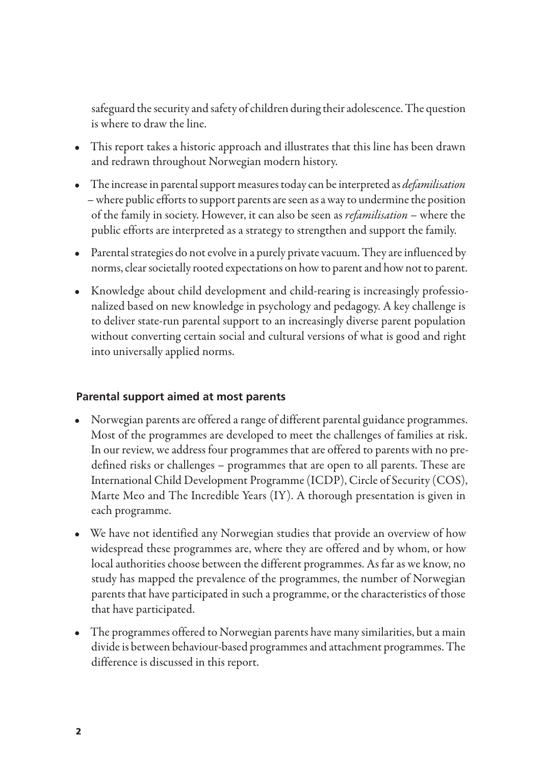safeguard the security and safety of children during their adolescence. The question is where to draw the line.

- This report takes a historic approach and illustrates that this line has been drawn and redrawn throughout Norwegian modern history.
- The increase in parental support measures today can be interpreted as *defamilisation* – where public efforts to support parents are seen as a way to undermine the position of the family in society. However, it can also be seen as *refamilisation* – where the public efforts are interpreted as a strategy to strengthen and support the family.
- Parental strategies do not evolve in a purely private vacuum. They are influenced by norms, clear societally rooted expectations on how to parent and how not to parent.
- Knowledge about child development and child-rearing is increasingly professionalized based on new knowledge in psychology and pedagogy. A key challenge is to deliver state-run parental support to an increasingly diverse parent population without converting certain social and cultural versions of what is good and right into universally applied norms.

### Parental support aimed at most parents

- Norwegian parents are offered a range of different parental guidance programmes. Most of the programmes are developed to meet the challenges of families at risk. In our review, we address four programmes that are offered to parents with no predefined risks or challenges – programmes that are open to all parents. These are International Child Development Programme (ICDP), Circle of Security (COS), Marte Meo and The Incredible Years (IY). A thorough presentation is given in each programme.
- We have not identified any Norwegian studies that provide an overview of how widespread these programmes are, where they are offered and by whom, or how local authorities choose between the different programmes. As far as we know, no study has mapped the prevalence of the programmes, the number of Norwegian parents that have participated in such a programme, or the characteristics of those that have participated.
- The programmes offered to Norwegian parents have many similarities, but a main divide is between behaviour-based programmes and attachment programmes. The difference is discussed in this report.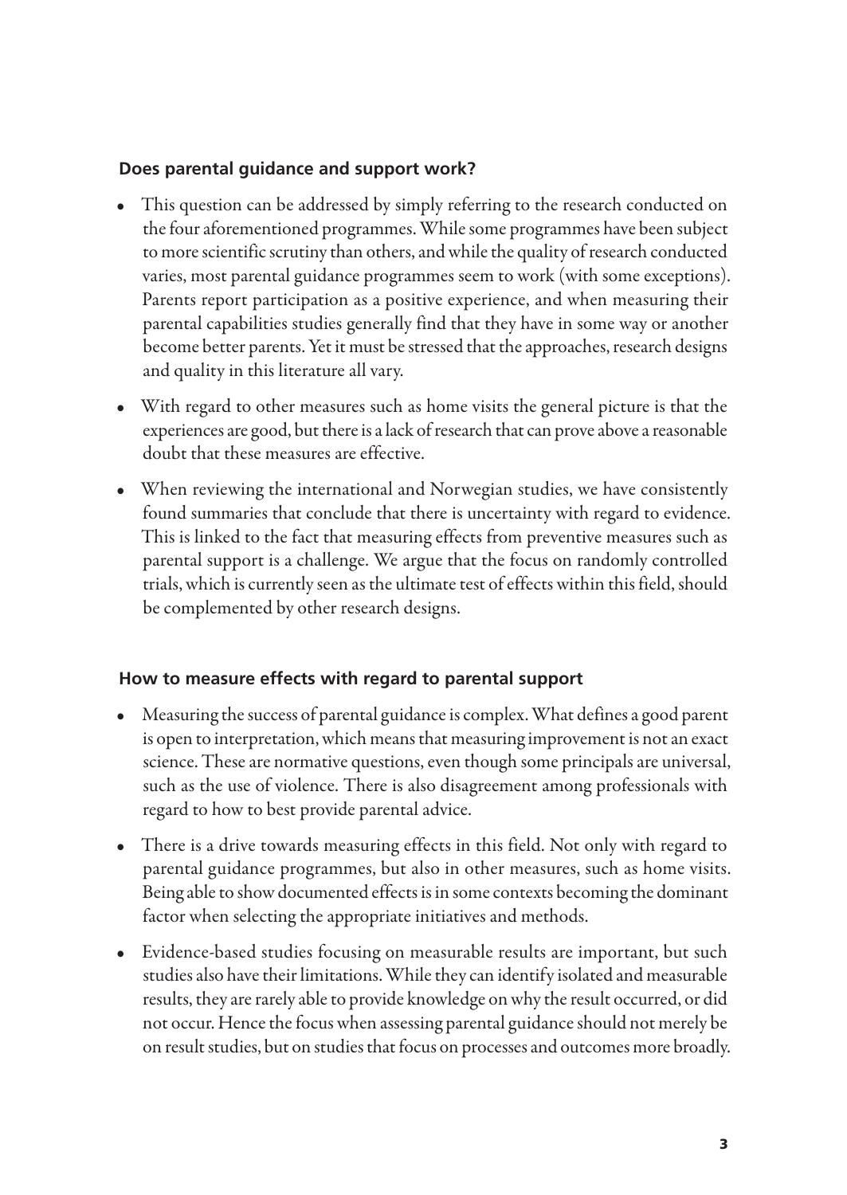## Does parental guidance and support work?

- This question can be addressed by simply referring to the research conducted on the four aforementioned programmes. While some programmes have been subject to more scientific scrutiny than others, and while the quality of research conducted varies, most parental guidance programmes seem to work (with some exceptions). Parents report participation as a positive experience, and when measuring their parental capabilities studies generally find that they have in some way or another become better parents. Yet it must be stressed that the approaches, research designs and quality in this literature all vary.
- With regard to other measures such as home visits the general picture is that the experiences are good, but there is a lack of research that can prove above a reasonable doubt that these measures are effective.
- When reviewing the international and Norwegian studies, we have consistently found summaries that conclude that there is uncertainty with regard to evidence. This is linked to the fact that measuring effects from preventive measures such as parental support is a challenge. We argue that the focus on randomly controlled trials, which is currently seen as the ultimate test of effects within this field, should be complemented by other research designs.

## How to measure effects with regard to parental support

- Measuring the success of parental guidance is complex. What defines a good parent is open to interpretation, which means that measuring improvement is not an exact science. These are normative questions, even though some principals are universal, such as the use of violence. There is also disagreement among professionals with regard to how to best provide parental advice.
- There is a drive towards measuring effects in this field. Not only with regard to parental guidance programmes, but also in other measures, such as home visits. Being able to show documented effects is in some contexts becoming the dominant factor when selecting the appropriate initiatives and methods.
- Evidence-based studies focusing on measurable results are important, but such studies also have their limitations. While they can identify isolated and measurable results, they are rarely able to provide knowledge on why the result occurred, or did not occur. Hence the focus when assessing parental guidance should not merely be on result studies, but on studies that focus on processes and outcomes more broadly.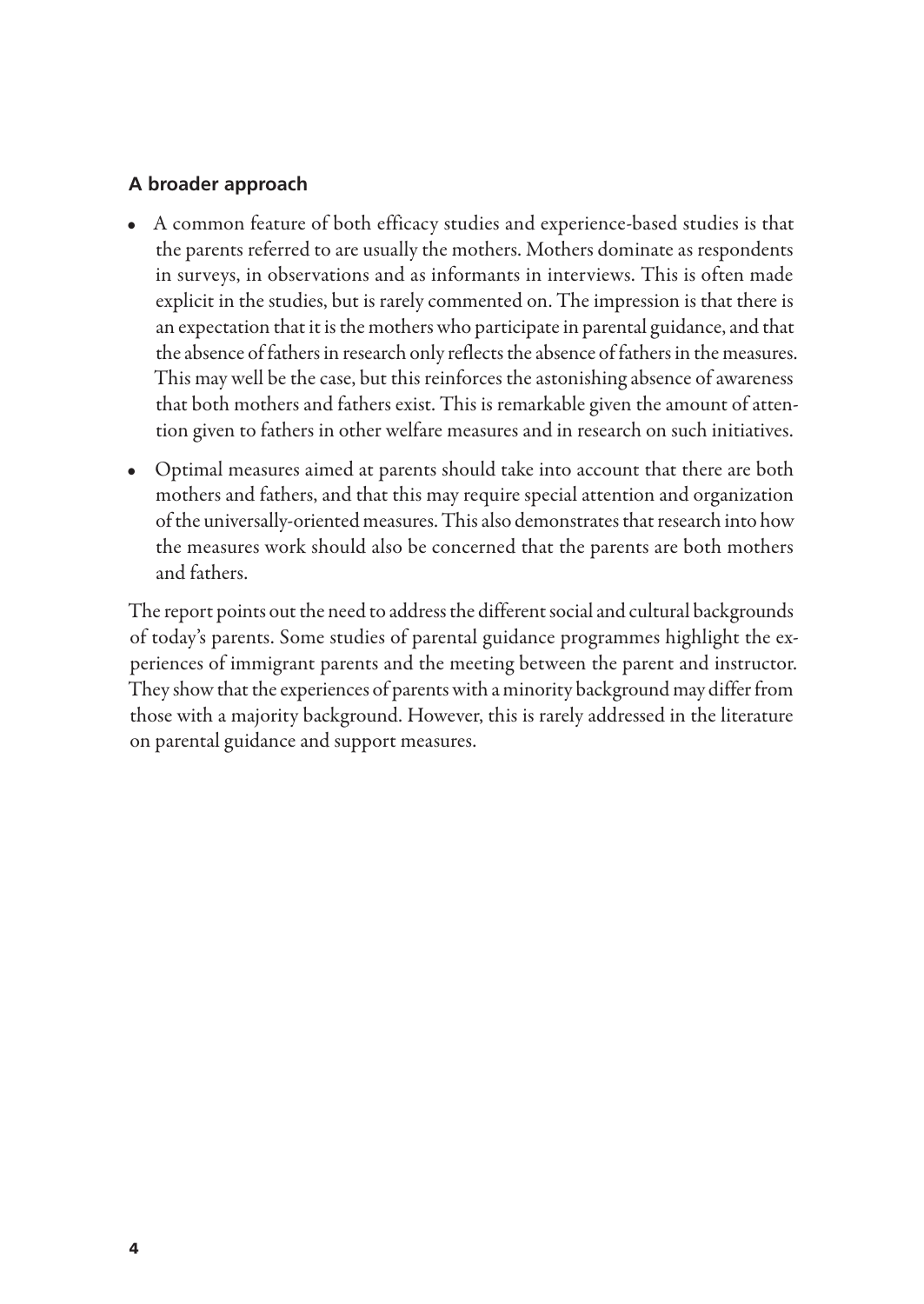### A broader approach

- A common feature of both efficacy studies and experience-based studies is that the parents referred to are usually the mothers. Mothers dominate as respondents in surveys, in observations and as informants in interviews. This is often made explicit in the studies, but is rarely commented on. The impression is that there is an expectation that it is the mothers who participate in parental guidance, and that the absence of fathers in research only reflects the absence of fathers in the measures. This may well be the case, but this reinforces the astonishing absence of awareness that both mothers and fathers exist. This is remarkable given the amount of attention given to fathers in other welfare measures and in research on such initiatives.
- Optimal measures aimed at parents should take into account that there are both mothers and fathers, and that this may require special attention and organization of the universally-oriented measures. This also demonstrates that research into how the measures work should also be concerned that the parents are both mothers and fathers.

The report points out the need to address the different social and cultural backgrounds of today's parents. Some studies of parental guidance programmes highlight the experiences of immigrant parents and the meeting between the parent and instructor. They show that the experiences of parents with a minority background may differ from those with a majority background. However, this is rarely addressed in the literature on parental guidance and support measures.